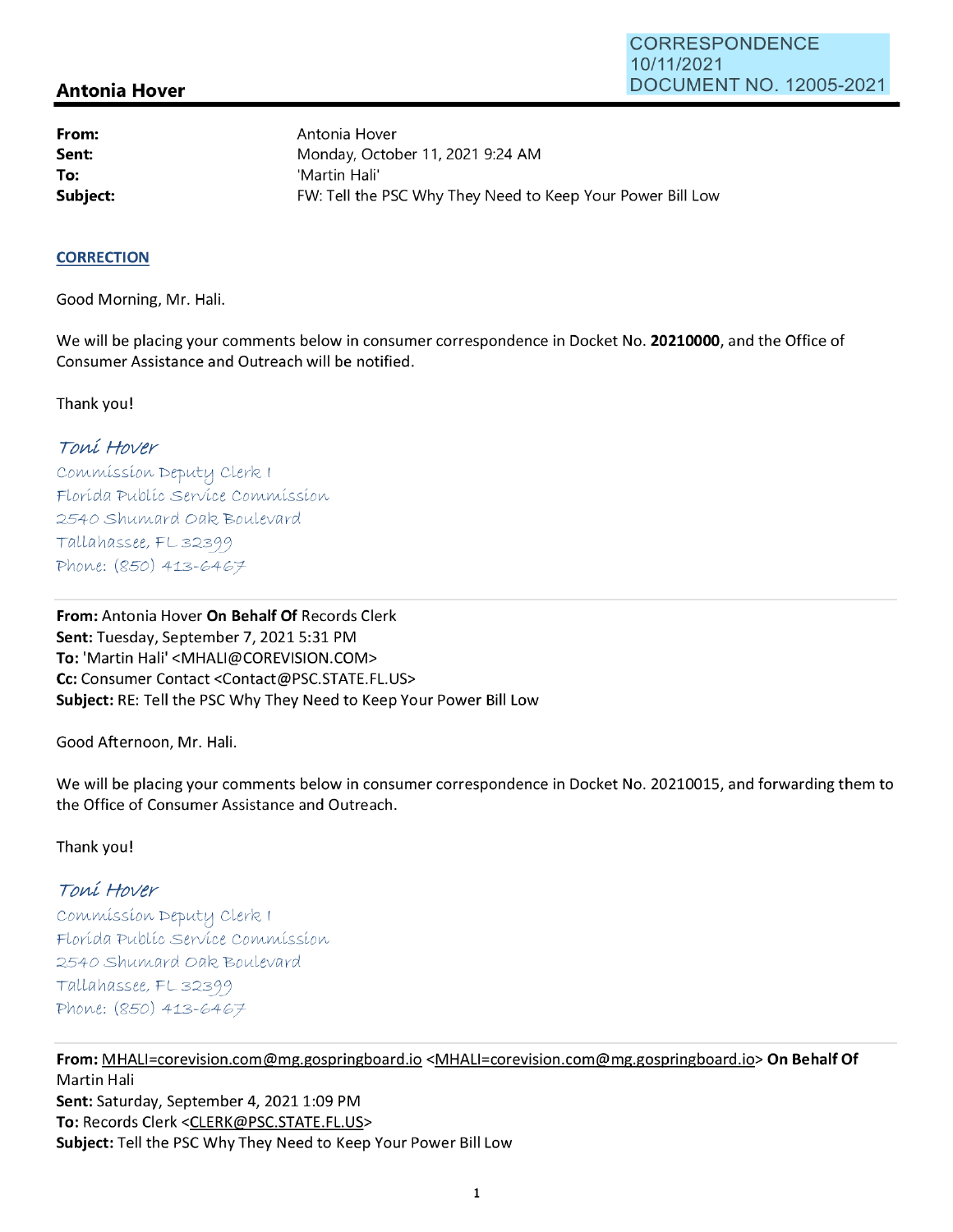CORRESPONDENCE
10/11/2021
DOCUMENT NO. 12005-2021

## Antonia Hover

| | |
|---|---|
| **From:** | Antonia Hover |
| **Sent:** | Monday, October 11, 2021 9:24 AM |
| **To:** | 'Martin Hali' |
| **Subject:** | FW: Tell the PSC Why They Need to Keep Your Power Bill Low |

**CORRECTION**

Good Morning, Mr. Hali.

We will be placing your comments below in consumer correspondence in Docket No. **20210000**, and the Office of Consumer Assistance and Outreach will be notified.

Thank you!

*Toni Hover*
Commission Deputy Clerk I
Florida Public Service Commission
2540 Shumard Oak Boulevard
Tallahassee, FL 32399
Phone: (850) 413-6467

---

**From:** Antonia Hover **On Behalf Of** Records Clerk
**Sent:** Tuesday, September 7, 2021 5:31 PM
**To:** 'Martin Hali' <MHALI@COREVISION.COM>
**Cc:** Consumer Contact <Contact@PSC.STATE.FL.US>
**Subject:** RE: Tell the PSC Why They Need to Keep Your Power Bill Low

Good Afternoon, Mr. Hali.

We will be placing your comments below in consumer correspondence in Docket No. 20210015, and forwarding them to the Office of Consumer Assistance and Outreach.

Thank you!

*Toni Hover*
Commission Deputy Clerk I
Florida Public Service Commission
2540 Shumard Oak Boulevard
Tallahassee, FL 32399
Phone: (850) 413-6467

---

**From:** MHALI=corevision.com@mg.gospringboard.io <MHALI=corevision.com@mg.gospringboard.io> **On Behalf Of** Martin Hali
**Sent:** Saturday, September 4, 2021 1:09 PM
**To:** Records Clerk <CLERK@PSC.STATE.FL.US>
**Subject:** Tell the PSC Why They Need to Keep Your Power Bill Low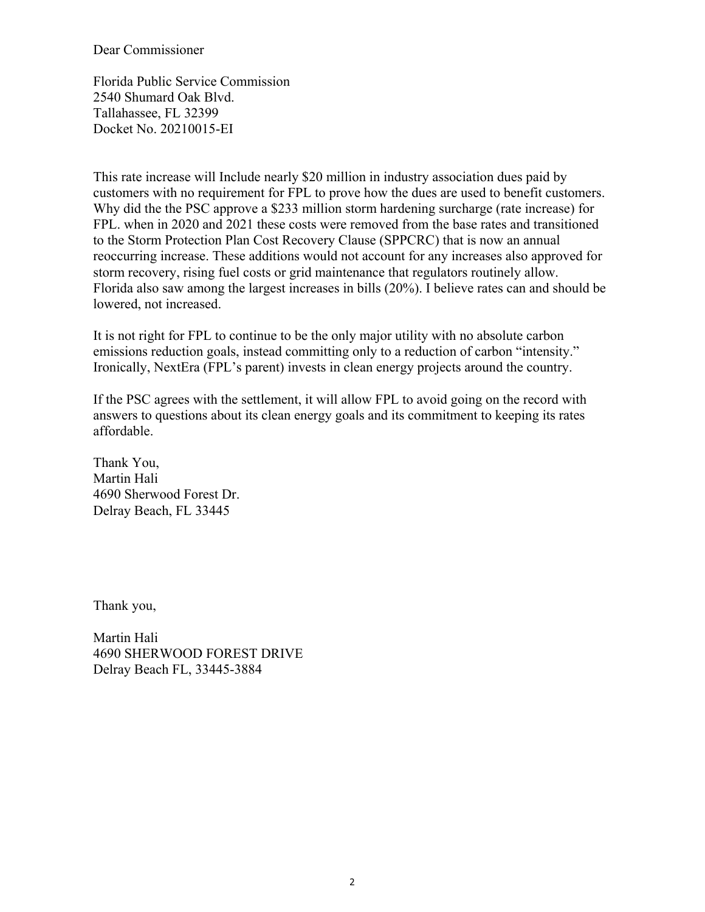Dear Commissioner

Florida Public Service Commission
2540 Shumard Oak Blvd.
Tallahassee, FL 32399
Docket No. 20210015-EI

This rate increase will Include nearly $20 million in industry association dues paid by customers with no requirement for FPL to prove how the dues are used to benefit customers. Why did the the PSC approve a $233 million storm hardening surcharge (rate increase) for FPL. when in 2020 and 2021 these costs were removed from the base rates and transitioned to the Storm Protection Plan Cost Recovery Clause (SPPCRC) that is now an annual reoccurring increase. These additions would not account for any increases also approved for storm recovery, rising fuel costs or grid maintenance that regulators routinely allow. Florida also saw among the largest increases in bills (20%). I believe rates can and should be lowered, not increased.

It is not right for FPL to continue to be the only major utility with no absolute carbon emissions reduction goals, instead committing only to a reduction of carbon "intensity." Ironically, NextEra (FPL's parent) invests in clean energy projects around the country.

If the PSC agrees with the settlement, it will allow FPL to avoid going on the record with answers to questions about its clean energy goals and its commitment to keeping its rates affordable.

Thank You,
Martin Hali
4690 Sherwood Forest Dr.
Delray Beach, FL 33445

Thank you,

Martin Hali
4690 SHERWOOD FOREST DRIVE
Delray Beach FL, 33445-3884